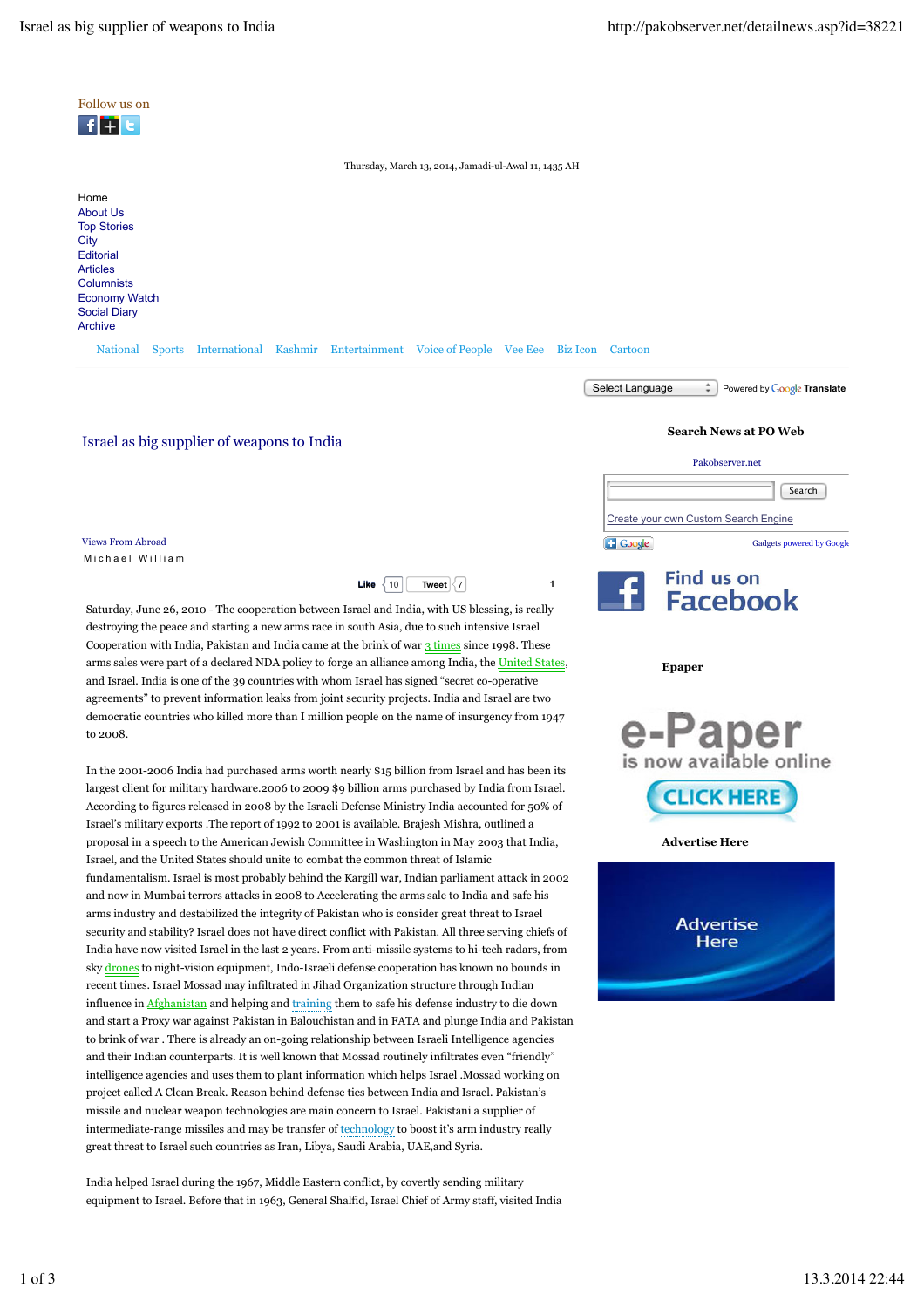Follow us on

Thursday, March 13, 2014, Jamadi-ul-Awal 11, 1435 AH

Home
About Us
Top Stories
City
Editorial
Articles
Columnists
Economy Watch
Social Diary
Archive

National Sports International Kashmir Entertainment Voice of People Vee Eee Biz Icon Cartoon

Select Language Powered by Google Translate

# Israel as big supplier of weapons to India

Views From Abroad

Michael William

Like 10 Tweet 7 1

Saturday, June 26, 2010 - The cooperation between Israel and India, with US blessing, is really destroying the peace and starting a new arms race in south Asia, due to such intensive Israel Cooperation with India, Pakistan and India came at the brink of war 3 times since 1998. These arms sales were part of a declared NDA policy to forge an alliance among India, the United States, and Israel. India is one of the 39 countries with whom Israel has signed "secret co-operative agreements" to prevent information leaks from joint security projects. India and Israel are two democratic countries who killed more than I million people on the name of insurgency from 1947 to 2008.

In the 2001-2006 India had purchased arms worth nearly $15 billion from Israel and has been its largest client for military hardware.2006 to 2009 $9 billion arms purchased by India from Israel. According to figures released in 2008 by the Israeli Defense Ministry India accounted for 50% of Israel's military exports .The report of 1992 to 2001 is available. Brajesh Mishra, outlined a proposal in a speech to the American Jewish Committee in Washington in May 2003 that India, Israel, and the United States should unite to combat the common threat of Islamic fundamentalism. Israel is most probably behind the Kargill war, Indian parliament attack in 2002 and now in Mumbai terrors attacks in 2008 to Accelerating the arms sale to India and safe his arms industry and destabilized the integrity of Pakistan who is consider great threat to Israel security and stability? Israel does not have direct conflict with Pakistan. All three serving chiefs of India have now visited Israel in the last 2 years. From anti-missile systems to hi-tech radars, from sky drones to night-vision equipment, Indo-Israeli defense cooperation has known no bounds in recent times. Israel Mossad may infiltrated in Jihad Organization structure through Indian influence in Afghanistan and helping and training them to safe his defense industry to die down and start a Proxy war against Pakistan in Balouchistan and in FATA and plunge India and Pakistan to brink of war . There is already an on-going relationship between Israeli Intelligence agencies and their Indian counterparts. It is well known that Mossad routinely infiltrates even "friendly" intelligence agencies and uses them to plant information which helps Israel .Mossad working on project called A Clean Break. Reason behind defense ties between India and Israel. Pakistan's missile and nuclear weapon technologies are main concern to Israel. Pakistani a supplier of intermediate-range missiles and may be transfer of technology to boost it's arm industry really great threat to Israel such countries as Iran, Libya, Saudi Arabia, UAE,and Syria.

India helped Israel during the 1967, Middle Eastern conflict, by covertly sending military equipment to Israel. Before that in 1963, General Shalfid, Israel Chief of Army staff, visited India

Search News at PO Web

Pakobserver.net

Search

Create your own Custom Search Engine

Gadgets powered by Google

Find us on Facebook

Epaper

e-Paper is now available online

CLICK HERE

Advertise Here

Advertise Here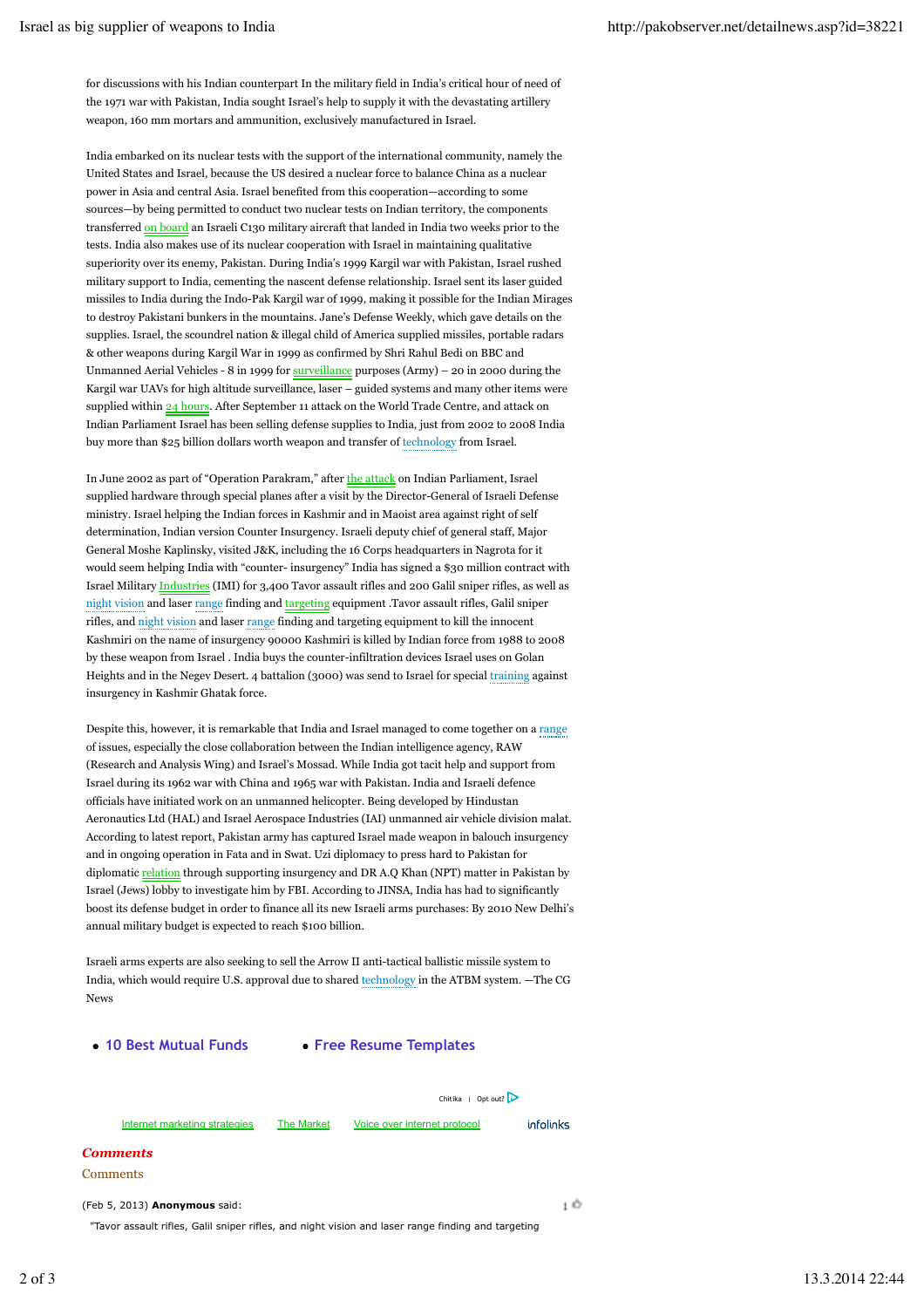for discussions with his Indian counterpart In the military field in India's critical hour of need of the 1971 war with Pakistan, India sought Israel's help to supply it with the devastating artillery weapon, 160 mm mortars and ammunition, exclusively manufactured in Israel.

India embarked on its nuclear tests with the support of the international community, namely the United States and Israel, because the US desired a nuclear force to balance China as a nuclear power in Asia and central Asia. Israel benefited from this cooperation—according to some sources—by being permitted to conduct two nuclear tests on Indian territory, the components transferred on board an Israeli C130 military aircraft that landed in India two weeks prior to the tests. India also makes use of its nuclear cooperation with Israel in maintaining qualitative superiority over its enemy, Pakistan. During India's 1999 Kargil war with Pakistan, Israel rushed military support to India, cementing the nascent defense relationship. Israel sent its laser guided missiles to India during the Indo-Pak Kargil war of 1999, making it possible for the Indian Mirages to destroy Pakistani bunkers in the mountains. Jane's Defense Weekly, which gave details on the supplies. Israel, the scoundrel nation & illegal child of America supplied missiles, portable radars & other weapons during Kargil War in 1999 as confirmed by Shri Rahul Bedi on BBC and Unmanned Aerial Vehicles - 8 in 1999 for surveillance purposes (Army) – 20 in 2000 during the Kargil war UAVs for high altitude surveillance, laser – guided systems and many other items were supplied within 24 hours. After September 11 attack on the World Trade Centre, and attack on Indian Parliament Israel has been selling defense supplies to India, just from 2002 to 2008 India buy more than $25 billion dollars worth weapon and transfer of technology from Israel.

In June 2002 as part of "Operation Parakram," after the attack on Indian Parliament, Israel supplied hardware through special planes after a visit by the Director-General of Israeli Defense ministry. Israel helping the Indian forces in Kashmir and in Maoist area against right of self determination, Indian version Counter Insurgency. Israeli deputy chief of general staff, Major General Moshe Kaplinsky, visited J&K, including the 16 Corps headquarters in Nagrota for it would seem helping India with "counter- insurgency" India has signed a $30 million contract with Israel Military Industries (IMI) for 3,400 Tavor assault rifles and 200 Galil sniper rifles, as well as night vision and laser range finding and targeting equipment .Tavor assault rifles, Galil sniper rifles, and night vision and laser range finding and targeting equipment to kill the innocent Kashmiri on the name of insurgency 90000 Kashmiri is killed by Indian force from 1988 to 2008 by these weapon from Israel . India buys the counter-infiltration devices Israel uses on Golan Heights and in the Negev Desert. 4 battalion (3000) was send to Israel for special training against insurgency in Kashmir Ghatak force.

Despite this, however, it is remarkable that India and Israel managed to come together on a range of issues, especially the close collaboration between the Indian intelligence agency, RAW (Research and Analysis Wing) and Israel's Mossad. While India got tacit help and support from Israel during its 1962 war with China and 1965 war with Pakistan. India and Israeli defence officials have initiated work on an unmanned helicopter. Being developed by Hindustan Aeronautics Ltd (HAL) and Israel Aerospace Industries (IAI) unmanned air vehicle division malat. According to latest report, Pakistan army has captured Israel made weapon in balouch insurgency and in ongoing operation in Fata and in Swat. Uzi diplomacy to press hard to Pakistan for diplomatic relation through supporting insurgency and DR A.Q Khan (NPT) matter in Pakistan by Israel (Jews) lobby to investigate him by FBI. According to JINSA, India has had to significantly boost its defense budget in order to finance all its new Israeli arms purchases: By 2010 New Delhi's annual military budget is expected to reach $100 billion.

Israeli arms experts are also seeking to sell the Arrow II anti-tactical ballistic missile system to India, which would require U.S. approval due to shared technology in the ATBM system. —The CG News

- 10 Best Mutual Funds
- Free Resume Templates

Chitika | Opt out?

Internet marketing strategies The Market Voice over internet protocol infolinks

***Comments***

Comments

(Feb 5, 2013) **Anonymous** said:

"Tavor assault rifles, Galil sniper rifles, and night vision and laser range finding and targeting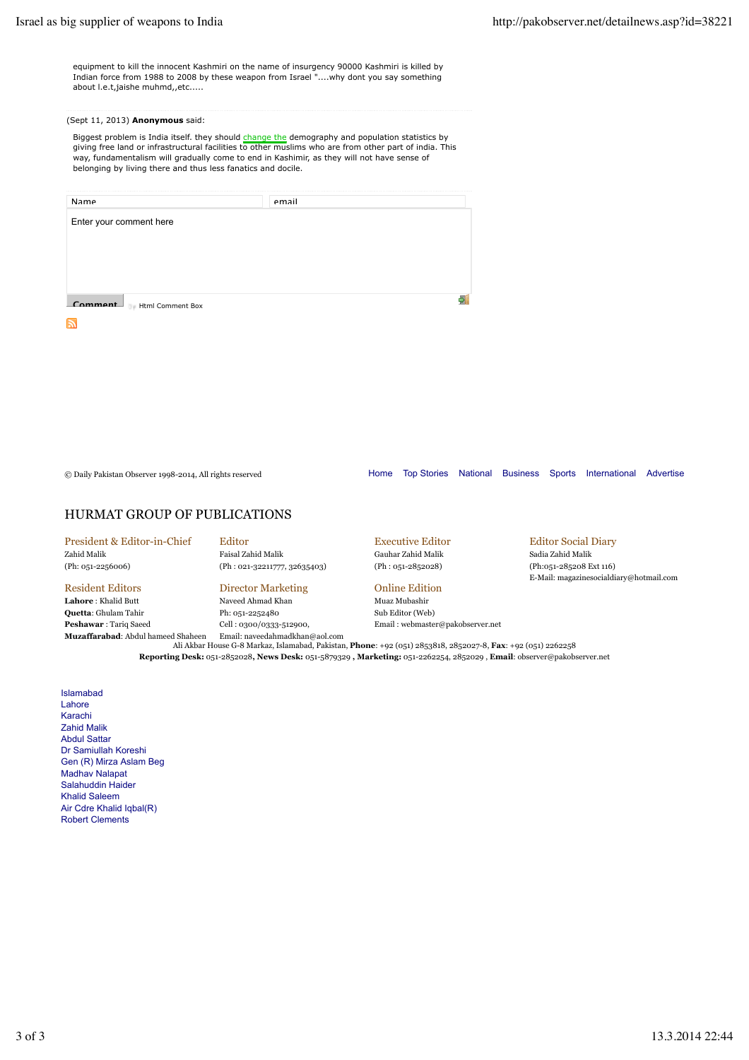equipment to kill the innocent Kashmiri on the name of insurgency 90000 Kashmiri is killed by Indian force from 1988 to 2008 by these weapon from Israel "....why dont you say something about l.e.t,jaishe muhmd,,etc.....

(Sept 11, 2013) **Anonymous** said:

Biggest problem is India itself. they should change the demography and population statistics by giving free land or infrastructural facilities to other muslims who are from other part of india. This way, fundamentalism will gradually come to end in Kashimir, as they will not have sense of belonging by living there and thus less fanatics and docile.

Name

email

Enter your comment here

Comment

Html Comment Box

© Daily Pakistan Observer 1998-2014, All rights reserved

Home Top Stories National Business Sports International Advertise

## HURMAT GROUP OF PUBLICATIONS

**President & Editor-in-Chief**
Zahid Malik
(Ph: 051-2256006)

**Editor**
Faisal Zahid Malik
(Ph : 021-32211777, 32635403)

**Executive Editor**
Gauhar Zahid Malik
(Ph : 051-2852028)

**Editor Social Diary**
Sadia Zahid Malik
(Ph:051-285208 Ext 116)
E-Mail: magazinesocialdiary@hotmail.com

**Resident Editors**
**Lahore** : Khalid Butt
**Quetta**: Ghulam Tahir
**Peshawar** : Tariq Saeed
**Muzaffarabad**: Abdul hameed Shaheen

**Director Marketing**
Naveed Ahmad Khan
Ph: 051-2252480
Cell : 0300/0333-512900,
Email: naveedahmadkhan@aol.com

**Online Edition**
Muaz Mubashir
Sub Editor (Web)
Email : webmaster@pakobserver.net

Ali Akbar House G-8 Markaz, Islamabad, Pakistan, **Phone**: +92 (051) 2853818, 2852027-8, **Fax**: +92 (051) 2262258
**Reporting Desk:** 051-2852028, **News Desk:** 051-5879329 , **Marketing:** 051-2262254, 2852029 , **Email**: observer@pakobserver.net

Islamabad
Lahore
Karachi
Zahid Malik
Abdul Sattar
Dr Samiullah Koreshi
Gen (R) Mirza Aslam Beg
Madhav Nalapat
Salahuddin Haider
Khalid Saleem
Air Cdre Khalid Iqbal(R)
Robert Clements